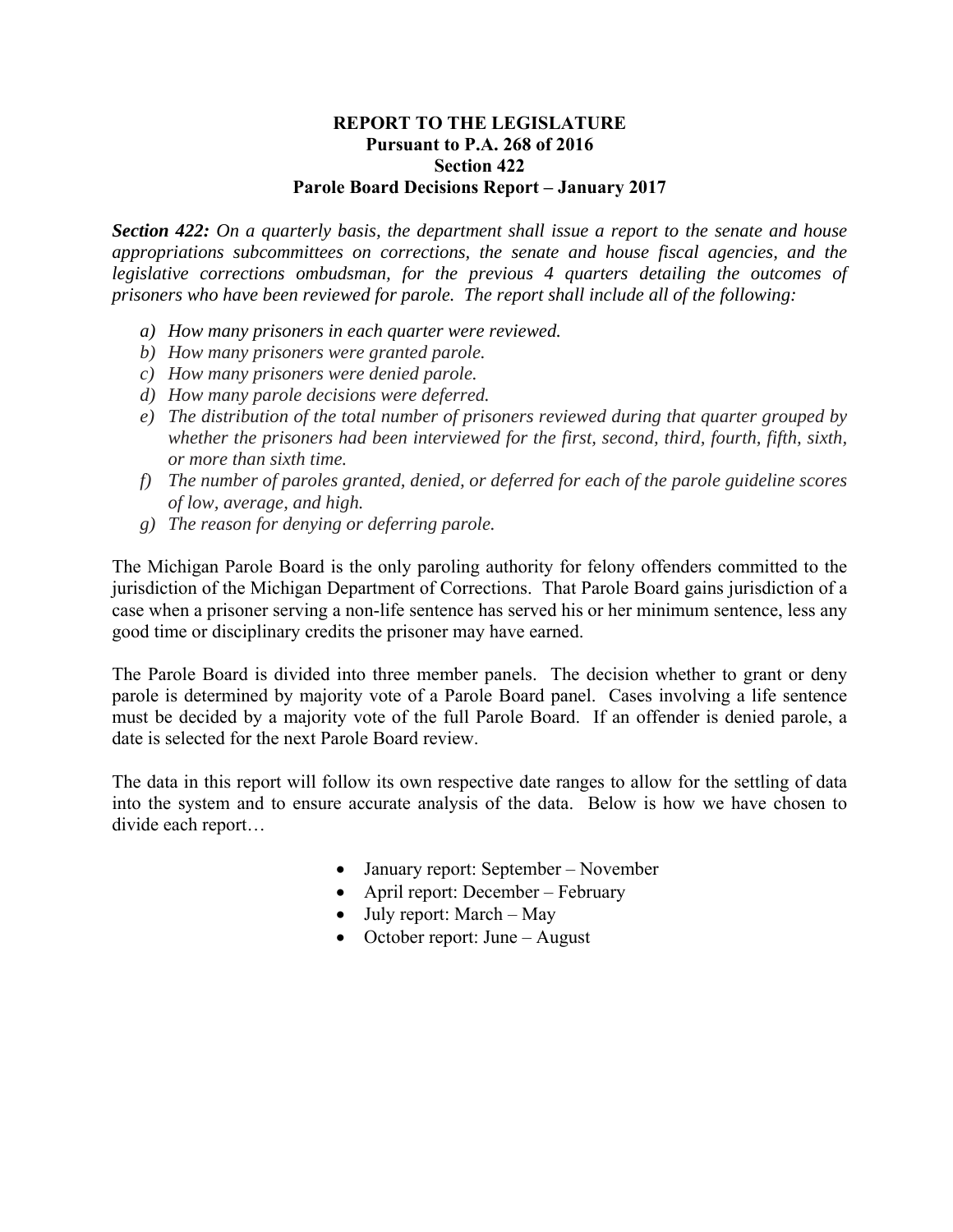# REPORT TO THE LEGISLATURE
## Pursuant to P.A. 268 of 2016
## Section 422
## Parole Board Decisions Report – January 2017

***Section 422:*** *On a quarterly basis, the department shall issue a report to the senate and house appropriations subcommittees on corrections, the senate and house fiscal agencies, and the legislative corrections ombudsman, for the previous 4 quarters detailing the outcomes of prisoners who have been reviewed for parole. The report shall include all of the following:*

- *a) How many prisoners in each quarter were reviewed.*
- *b) How many prisoners were granted parole.*
- *c) How many prisoners were denied parole.*
- *d) How many parole decisions were deferred.*
- *e) The distribution of the total number of prisoners reviewed during that quarter grouped by whether the prisoners had been interviewed for the first, second, third, fourth, fifth, sixth, or more than sixth time.*
- *f) The number of paroles granted, denied, or deferred for each of the parole guideline scores of low, average, and high.*
- *g) The reason for denying or deferring parole.*

The Michigan Parole Board is the only paroling authority for felony offenders committed to the jurisdiction of the Michigan Department of Corrections. That Parole Board gains jurisdiction of a case when a prisoner serving a non-life sentence has served his or her minimum sentence, less any good time or disciplinary credits the prisoner may have earned.

The Parole Board is divided into three member panels. The decision whether to grant or deny parole is determined by majority vote of a Parole Board panel. Cases involving a life sentence must be decided by a majority vote of the full Parole Board. If an offender is denied parole, a date is selected for the next Parole Board review.

The data in this report will follow its own respective date ranges to allow for the settling of data into the system and to ensure accurate analysis of the data. Below is how we have chosen to divide each report…

- January report: September – November
- April report: December – February
- July report: March – May
- October report: June – August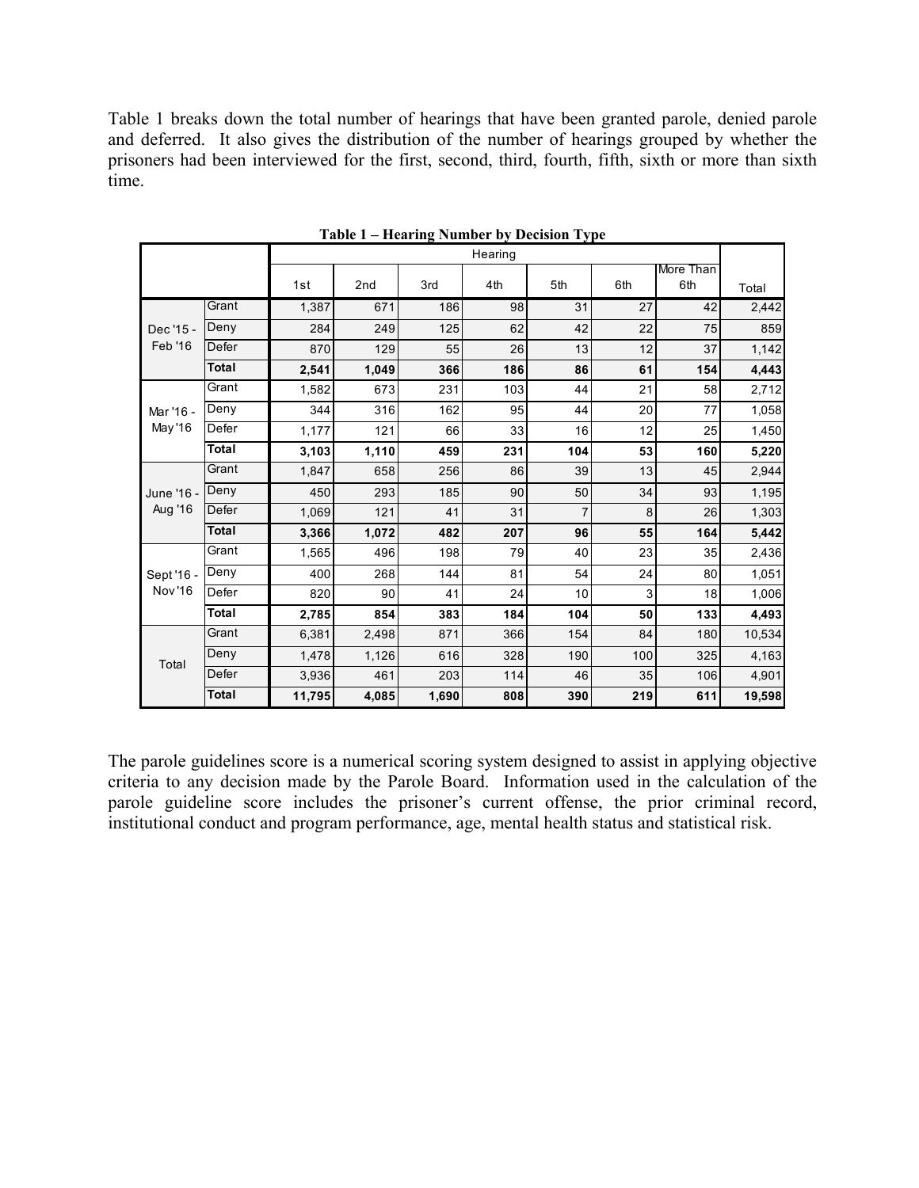Table 1 breaks down the total number of hearings that have been granted parole, denied parole and deferred. It also gives the distribution of the number of hearings grouped by whether the prisoners had been interviewed for the first, second, third, fourth, fifth, sixth or more than sixth time.

**Table 1 – Hearing Number by Decision Type**

| | | Hearing | | | | | | | |
|---|---|---|---|---|---|---|---|---|---|
| | | 1st | 2nd | 3rd | 4th | 5th | 6th | More Than 6th | Total |
| Dec '15 - Feb '16 | Grant | 1,387 | 671 | 186 | 98 | 31 | 27 | 42 | 2,442 |
| | Deny | 284 | 249 | 125 | 62 | 42 | 22 | 75 | 859 |
| | Defer | 870 | 129 | 55 | 26 | 13 | 12 | 37 | 1,142 |
| | **Total** | **2,541** | **1,049** | **366** | **186** | **86** | **61** | **154** | **4,443** |
| Mar '16 - May '16 | Grant | 1,582 | 673 | 231 | 103 | 44 | 21 | 58 | 2,712 |
| | Deny | 344 | 316 | 162 | 95 | 44 | 20 | 77 | 1,058 |
| | Defer | 1,177 | 121 | 66 | 33 | 16 | 12 | 25 | 1,450 |
| | **Total** | **3,103** | **1,110** | **459** | **231** | **104** | **53** | **160** | **5,220** |
| June '16 - Aug '16 | Grant | 1,847 | 658 | 256 | 86 | 39 | 13 | 45 | 2,944 |
| | Deny | 450 | 293 | 185 | 90 | 50 | 34 | 93 | 1,195 |
| | Defer | 1,069 | 121 | 41 | 31 | 7 | 8 | 26 | 1,303 |
| | **Total** | **3,366** | **1,072** | **482** | **207** | **96** | **55** | **164** | **5,442** |
| Sept '16 - Nov '16 | Grant | 1,565 | 496 | 198 | 79 | 40 | 23 | 35 | 2,436 |
| | Deny | 400 | 268 | 144 | 81 | 54 | 24 | 80 | 1,051 |
| | Defer | 820 | 90 | 41 | 24 | 10 | 3 | 18 | 1,006 |
| | **Total** | **2,785** | **854** | **383** | **184** | **104** | **50** | **133** | **4,493** |
| Total | Grant | 6,381 | 2,498 | 871 | 366 | 154 | 84 | 180 | 10,534 |
| | Deny | 1,478 | 1,126 | 616 | 328 | 190 | 100 | 325 | 4,163 |
| | Defer | 3,936 | 461 | 203 | 114 | 46 | 35 | 106 | 4,901 |
| | **Total** | **11,795** | **4,085** | **1,690** | **808** | **390** | **219** | **611** | **19,598** |

The parole guidelines score is a numerical scoring system designed to assist in applying objective criteria to any decision made by the Parole Board. Information used in the calculation of the parole guideline score includes the prisoner's current offense, the prior criminal record, institutional conduct and program performance, age, mental health status and statistical risk.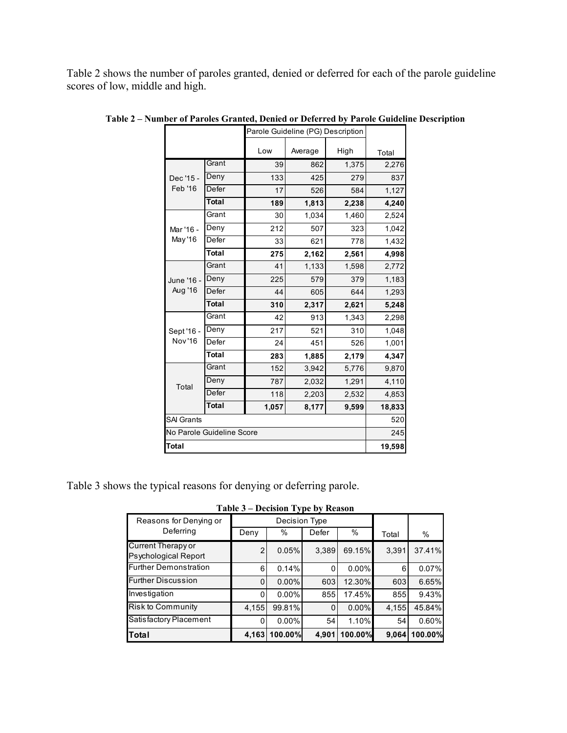Table 2 shows the number of paroles granted, denied or deferred for each of the parole guideline scores of low, middle and high.

**Table 2 – Number of Paroles Granted, Denied or Deferred by Parole Guideline Description**

| | | Parole Guideline (PG) Description | | | |
|---|---|---|---|---|---|
| | | Low | Average | High | Total |
| Dec '15 - Feb '16 | Grant | 39 | 862 | 1,375 | 2,276 |
| | Deny | 133 | 425 | 279 | 837 |
| | Defer | 17 | 526 | 584 | 1,127 |
| | **Total** | **189** | **1,813** | **2,238** | **4,240** |
| Mar '16 - May '16 | Grant | 30 | 1,034 | 1,460 | 2,524 |
| | Deny | 212 | 507 | 323 | 1,042 |
| | Defer | 33 | 621 | 778 | 1,432 |
| | **Total** | **275** | **2,162** | **2,561** | **4,998** |
| June '16 - Aug '16 | Grant | 41 | 1,133 | 1,598 | 2,772 |
| | Deny | 225 | 579 | 379 | 1,183 |
| | Defer | 44 | 605 | 644 | 1,293 |
| | **Total** | **310** | **2,317** | **2,621** | **5,248** |
| Sept '16 - Nov '16 | Grant | 42 | 913 | 1,343 | 2,298 |
| | Deny | 217 | 521 | 310 | 1,048 |
| | Defer | 24 | 451 | 526 | 1,001 |
| | **Total** | **283** | **1,885** | **2,179** | **4,347** |
| Total | Grant | 152 | 3,942 | 5,776 | 9,870 |
| | Deny | 787 | 2,032 | 1,291 | 4,110 |
| | Defer | 118 | 2,203 | 2,532 | 4,853 |
| | **Total** | **1,057** | **8,177** | **9,599** | **18,833** |
| SAI Grants | | | | | 520 |
| No Parole Guideline Score | | | | | 245 |
| **Total** | | | | | **19,598** |

Table 3 shows the typical reasons for denying or deferring parole.

**Table 3 – Decision Type by Reason**

| Reasons for Denying or Deferring | Decision Type | | | | | |
|---|---|---|---|---|---|---|
| | Deny | % | Defer | % | Total | % |
| Current Therapy or Psychological Report | 2 | 0.05% | 3,389 | 69.15% | 3,391 | 37.41% |
| Further Demonstration | 6 | 0.14% | 0 | 0.00% | 6 | 0.07% |
| Further Discussion | 0 | 0.00% | 603 | 12.30% | 603 | 6.65% |
| Investigation | 0 | 0.00% | 855 | 17.45% | 855 | 9.43% |
| Risk to Community | 4,155 | 99.81% | 0 | 0.00% | 4,155 | 45.84% |
| Satisfactory Placement | 0 | 0.00% | 54 | 1.10% | 54 | 0.60% |
| **Total** | **4,163** | **100.00%** | **4,901** | **100.00%** | **9,064** | **100.00%** |